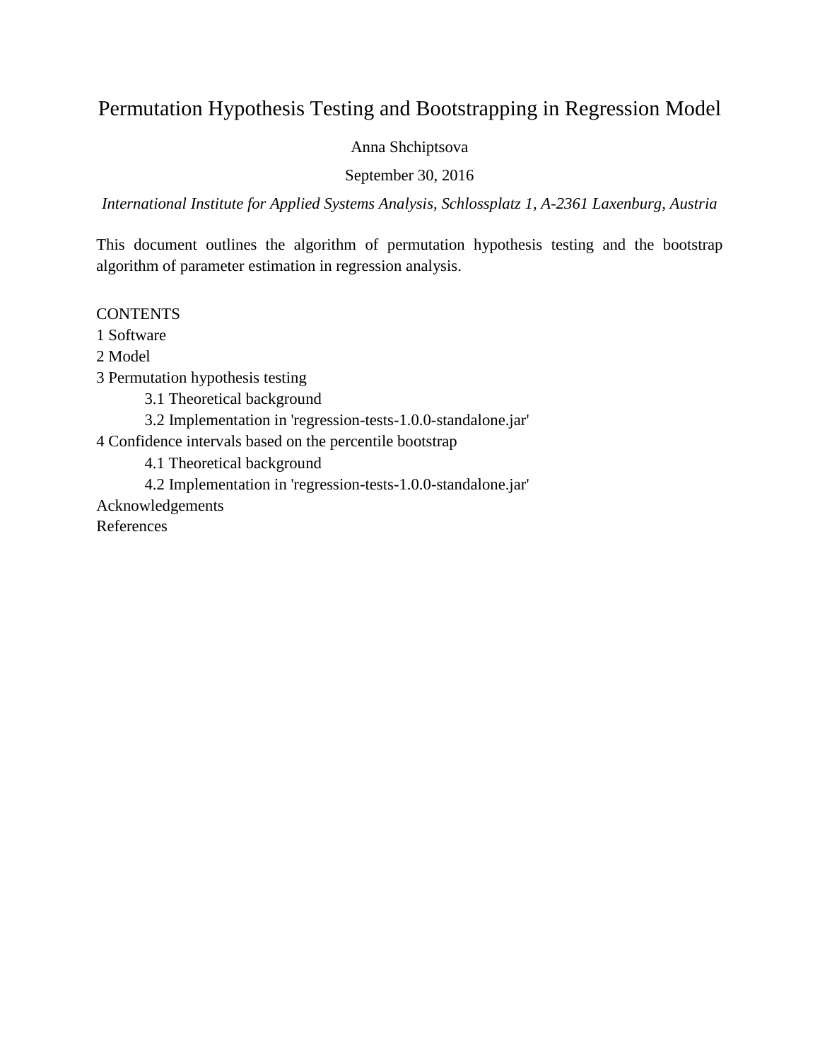# Permutation Hypothesis Testing and Bootstrapping in Regression Model

Anna Shchiptsova

September 30, 2016

*International Institute for Applied Systems Analysis, Schlossplatz 1, A-2361 Laxenburg, Austria*

This document outlines the algorithm of permutation hypothesis testing and the bootstrap algorithm of parameter estimation in regression analysis.

CONTENTS

1 Software

2 Model

3 Permutation hypothesis testing

  3.1 Theoretical background

  3.2 Implementation in 'regression-tests-1.0.0-standalone.jar'

4 Confidence intervals based on the percentile bootstrap

  4.1 Theoretical background

  4.2 Implementation in 'regression-tests-1.0.0-standalone.jar'

Acknowledgements

References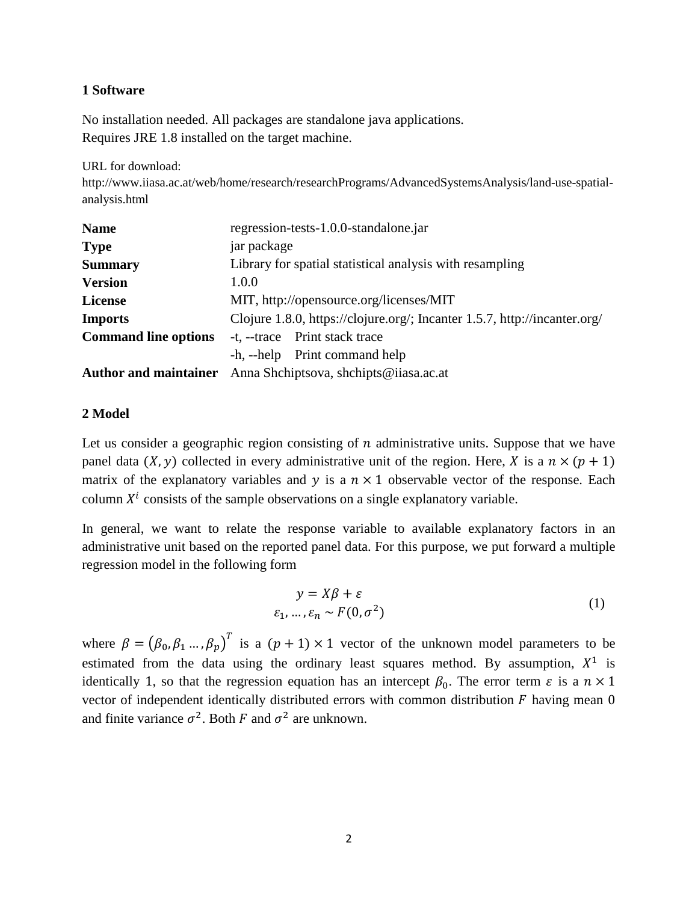## 1 Software

No installation needed. All packages are standalone java applications.
Requires JRE 1.8 installed on the target machine.

URL for download:
http://www.iiasa.ac.at/web/home/research/researchPrograms/AdvancedSystemsAnalysis/land-use-spatial-analysis.html

| | |
|---|---|
| **Name** | regression-tests-1.0.0-standalone.jar |
| **Type** | jar package |
| **Summary** | Library for spatial statistical analysis with resampling |
| **Version** | 1.0.0 |
| **License** | MIT, http://opensource.org/licenses/MIT |
| **Imports** | Clojure 1.8.0, https://clojure.org/; Incanter 1.5.7, http://incanter.org/ |
| **Command line options** | -t, --trace   Print stack trace |
| | -h, --help   Print command help |
| **Author and maintainer** | Anna Shchiptsova, shchipts@iiasa.ac.at |

## 2 Model

Let us consider a geographic region consisting of $n$ administrative units. Suppose that we have panel data $(X, y)$ collected in every administrative unit of the region. Here, $X$ is a $n \times (p+1)$ matrix of the explanatory variables and $y$ is a $n \times 1$ observable vector of the response. Each column $X^i$ consists of the sample observations on a single explanatory variable.

In general, we want to relate the response variable to available explanatory factors in an administrative unit based on the reported panel data. For this purpose, we put forward a multiple regression model in the following form

$$
\begin{gathered}
y = X\beta + \varepsilon \\
\varepsilon_1, \ldots, \varepsilon_n \sim F(0, \sigma^2)
\end{gathered}
\tag{1}
$$

where $\beta = (\beta_0, \beta_1 \ldots, \beta_p)^T$ is a $(p+1) \times 1$ vector of the unknown model parameters to be estimated from the data using the ordinary least squares method. By assumption, $X^1$ is identically 1, so that the regression equation has an intercept $\beta_0$. The error term $\varepsilon$ is a $n \times 1$ vector of independent identically distributed errors with common distribution $F$ having mean 0 and finite variance $\sigma^2$. Both $F$ and $\sigma^2$ are unknown.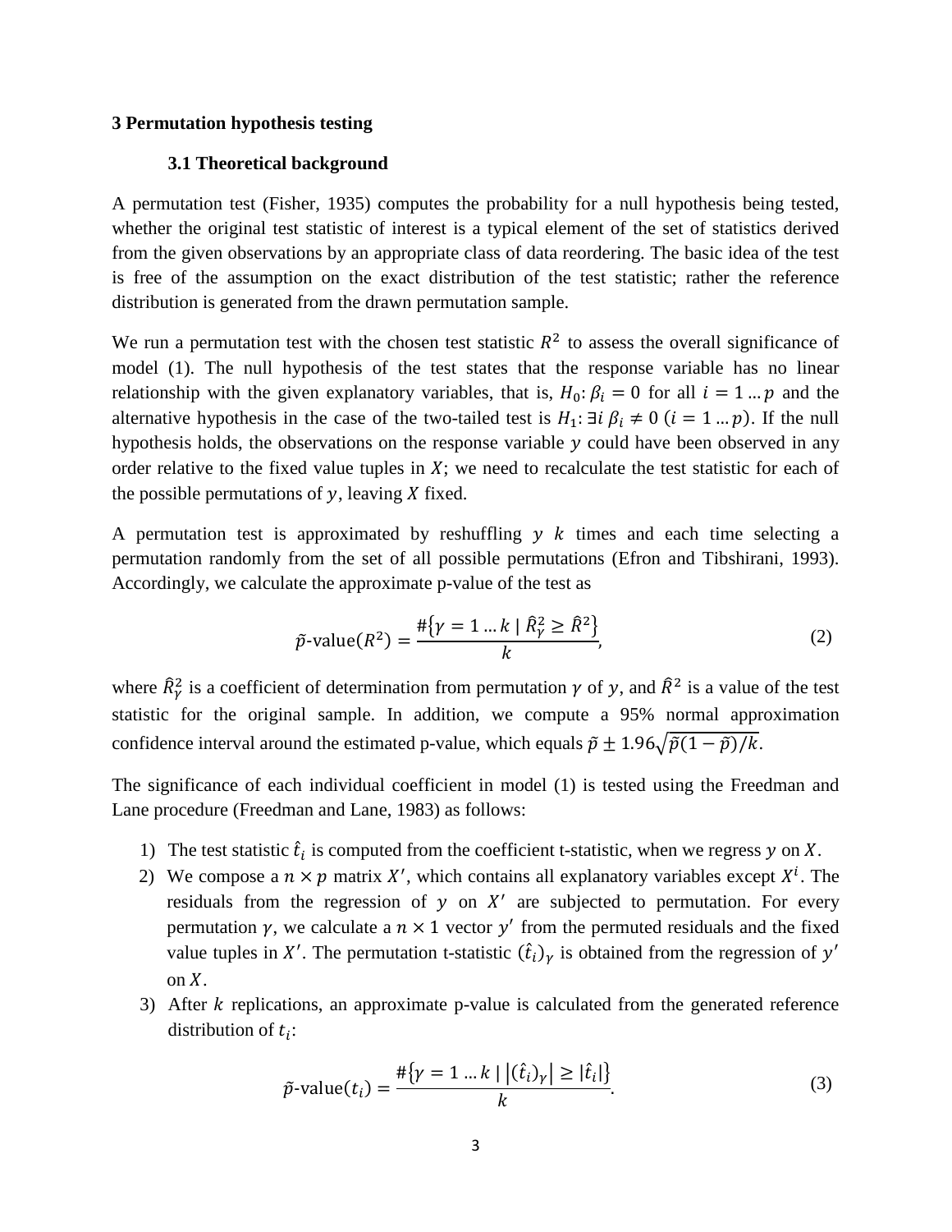## 3 Permutation hypothesis testing

### 3.1 Theoretical background

A permutation test (Fisher, 1935) computes the probability for a null hypothesis being tested, whether the original test statistic of interest is a typical element of the set of statistics derived from the given observations by an appropriate class of data reordering. The basic idea of the test is free of the assumption on the exact distribution of the test statistic; rather the reference distribution is generated from the drawn permutation sample.

We run a permutation test with the chosen test statistic $R^2$ to assess the overall significance of model (1). The null hypothesis of the test states that the response variable has no linear relationship with the given explanatory variables, that is, $H_0\colon \beta_i = 0$ for all $i = 1 \dots p$ and the alternative hypothesis in the case of the two-tailed test is $H_1\colon \exists i\ \beta_i \neq 0\ (i = 1 \dots p)$. If the null hypothesis holds, the observations on the response variable $y$ could have been observed in any order relative to the fixed value tuples in $X$; we need to recalculate the test statistic for each of the possible permutations of $y$, leaving $X$ fixed.

A permutation test is approximated by reshuffling $y$ $k$ times and each time selecting a permutation randomly from the set of all possible permutations (Efron and Tibshirani, 1993). Accordingly, we calculate the approximate p-value of the test as

$$\tilde{p}\text{-value}(R^2) = \frac{\#\{\gamma = 1 \dots k \mid \hat{R}^2_\gamma \geq \hat{R}^2\}}{k}, \tag{2}$$

where $\hat{R}^2_\gamma$ is a coefficient of determination from permutation $\gamma$ of $y$, and $\hat{R}^2$ is a value of the test statistic for the original sample. In addition, we compute a 95% normal approximation confidence interval around the estimated p-value, which equals $\tilde{p} \pm 1.96\sqrt{\tilde{p}(1-\tilde{p})/k}$.

The significance of each individual coefficient in model (1) is tested using the Freedman and Lane procedure (Freedman and Lane, 1983) as follows:

1) The test statistic $\hat{t}_i$ is computed from the coefficient t-statistic, when we regress $y$ on $X$.
2) We compose a $n \times p$ matrix $X'$, which contains all explanatory variables except $X^i$. The residuals from the regression of $y$ on $X'$ are subjected to permutation. For every permutation $\gamma$, we calculate a $n \times 1$ vector $y'$ from the permuted residuals and the fixed value tuples in $X'$. The permutation t-statistic $(\hat{t}_i)_\gamma$ is obtained from the regression of $y'$ on $X$.
3) After $k$ replications, an approximate p-value is calculated from the generated reference distribution of $t_i$:

$$\tilde{p}\text{-value}(t_i) = \frac{\#\{\gamma = 1 \dots k \mid |(\hat{t}_i)_\gamma| \geq |\hat{t}_i|\}}{k}. \tag{3}$$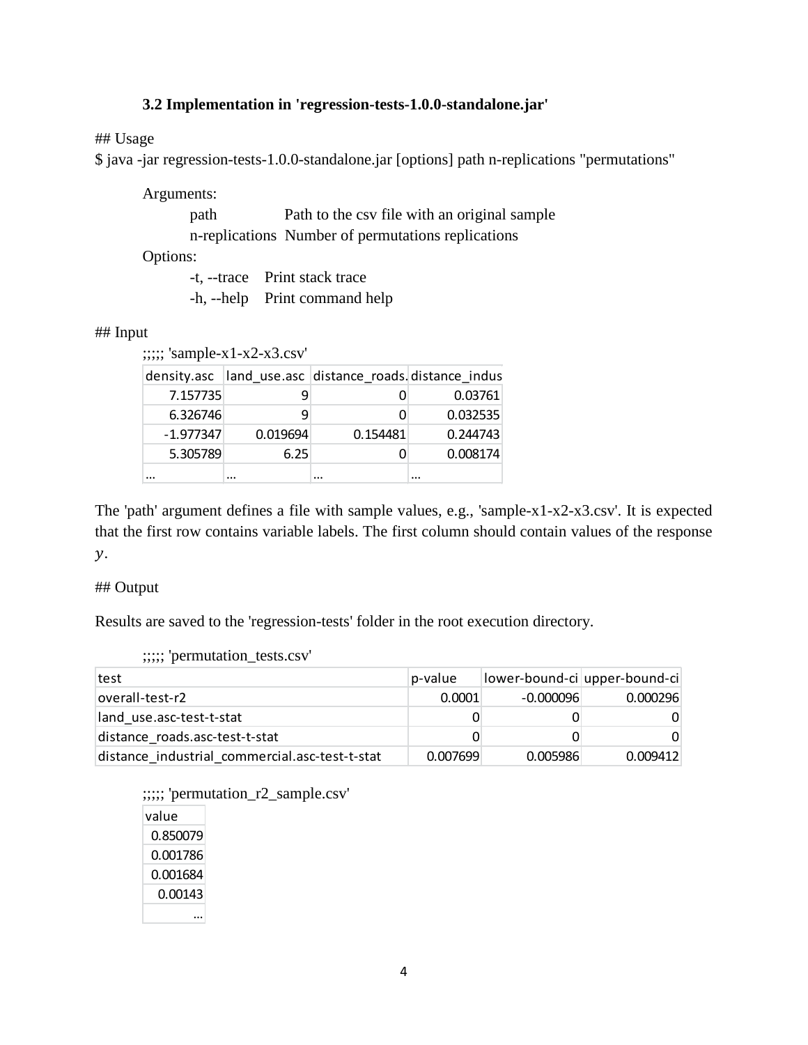### 3.2 Implementation in 'regression-tests-1.0.0-standalone.jar'

## Usage

$ java -jar regression-tests-1.0.0-standalone.jar [options] path n-replications "permutations"

Arguments:

path Path to the csv file with an original sample

n-replications Number of permutations replications

Options:

-t, --trace Print stack trace

-h, --help Print command help

## Input

;;;;; 'sample-x1-x2-x3.csv'

| density.asc | land_use.asc | distance_roads. | distance_indus |
|---|---|---|---|
| 7.157735 | 9 | 0 | 0.03761 |
| 6.326746 | 9 | 0 | 0.032535 |
| -1.977347 | 0.019694 | 0.154481 | 0.244743 |
| 5.305789 | 6.25 | 0 | 0.008174 |
| … | … | … | … |

The 'path' argument defines a file with sample values, e.g., 'sample-x1-x2-x3.csv'. It is expected that the first row contains variable labels. The first column should contain values of the response $y$.

## Output

Results are saved to the 'regression-tests' folder in the root execution directory.

;;;;; 'permutation_tests.csv'

| test | p-value | lower-bound-ci | upper-bound-ci |
|---|---|---|---|
| overall-test-r2 | 0.0001 | -0.000096 | 0.000296 |
| land_use.asc-test-t-stat | 0 | 0 | 0 |
| distance_roads.asc-test-t-stat | 0 | 0 | 0 |
| distance_industrial_commercial.asc-test-t-stat | 0.007699 | 0.005986 | 0.009412 |

;;;;; 'permutation_r2_sample.csv'

| value |
|---|
| 0.850079 |
| 0.001786 |
| 0.001684 |
| 0.00143 |
| … |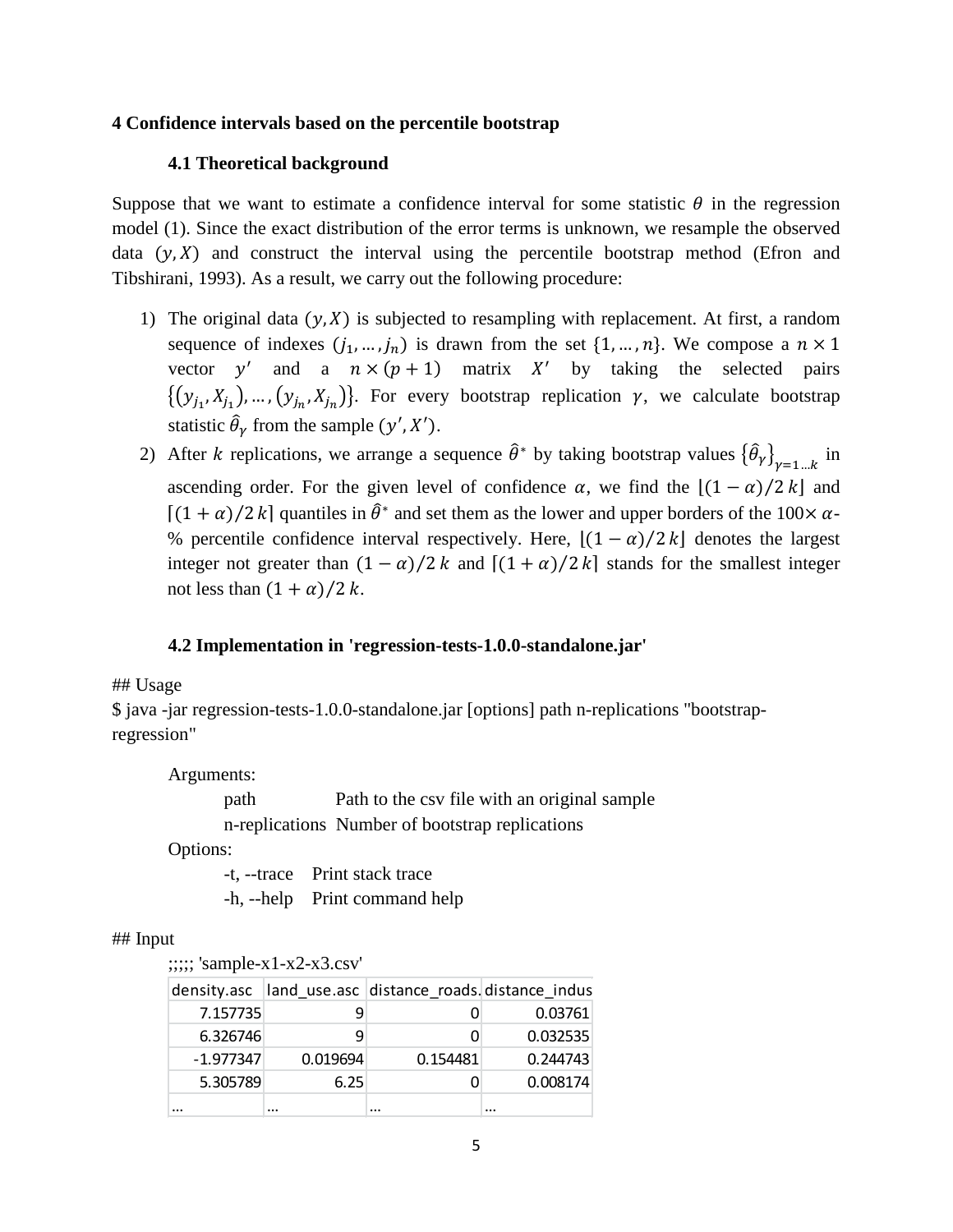### 4 Confidence intervals based on the percentile bootstrap

#### 4.1 Theoretical background

Suppose that we want to estimate a confidence interval for some statistic $\theta$ in the regression model (1). Since the exact distribution of the error terms is unknown, we resample the observed data $(y, X)$ and construct the interval using the percentile bootstrap method (Efron and Tibshirani, 1993). As a result, we carry out the following procedure:

1) The original data $(y, X)$ is subjected to resampling with replacement. At first, a random sequence of indexes $(j_1, \dots, j_n)$ is drawn from the set $\{1, \dots, n\}$. We compose a $n \times 1$ vector $y'$ and a $n \times (p + 1)$ matrix $X'$ by taking the selected pairs $\{(y_{j_1}, X_{j_1}), \dots, (y_{j_n}, X_{j_n})\}$. For every bootstrap replication $\gamma$, we calculate bootstrap statistic $\hat{\theta}_\gamma$ from the sample $(y', X')$.
2) After $k$ replications, we arrange a sequence $\hat{\theta}^*$ by taking bootstrap values $\{\hat{\theta}_\gamma\}_{\gamma=1\dots k}$ in ascending order. For the given level of confidence $\alpha$, we find the $\lfloor (1 - \alpha)/2\, k \rfloor$ and $\lceil (1 + \alpha)/2\, k \rceil$ quantiles in $\hat{\theta}^*$ and set them as the lower and upper borders of the $100\times \alpha$-% percentile confidence interval respectively. Here, $\lfloor (1 - \alpha)/2\, k \rfloor$ denotes the largest integer not greater than $(1 - \alpha)/2\, k$ and $\lceil (1 + \alpha)/2\, k \rceil$ stands for the smallest integer not less than $(1 + \alpha)/2\, k$.

#### 4.2 Implementation in 'regression-tests-1.0.0-standalone.jar'

## Usage
$ java -jar regression-tests-1.0.0-standalone.jar [options] path n-replications "bootstrap-regression"

Arguments:

| | |
|---|---|
| path | Path to the csv file with an original sample |
| n-replications | Number of bootstrap replications |

Options:

| | |
|---|---|
| -t, --trace | Print stack trace |
| -h, --help | Print command help |

## Input
;;;;; 'sample-x1-x2-x3.csv'

| density.asc | land_use.asc | distance_roads. | distance_indus |
|---|---|---|---|
| 7.157735 | 9 | 0 | 0.03761 |
| 6.326746 | 9 | 0 | 0.032535 |
| -1.977347 | 0.019694 | 0.154481 | 0.244743 |
| 5.305789 | 6.25 | 0 | 0.008174 |
| … | … | … | … |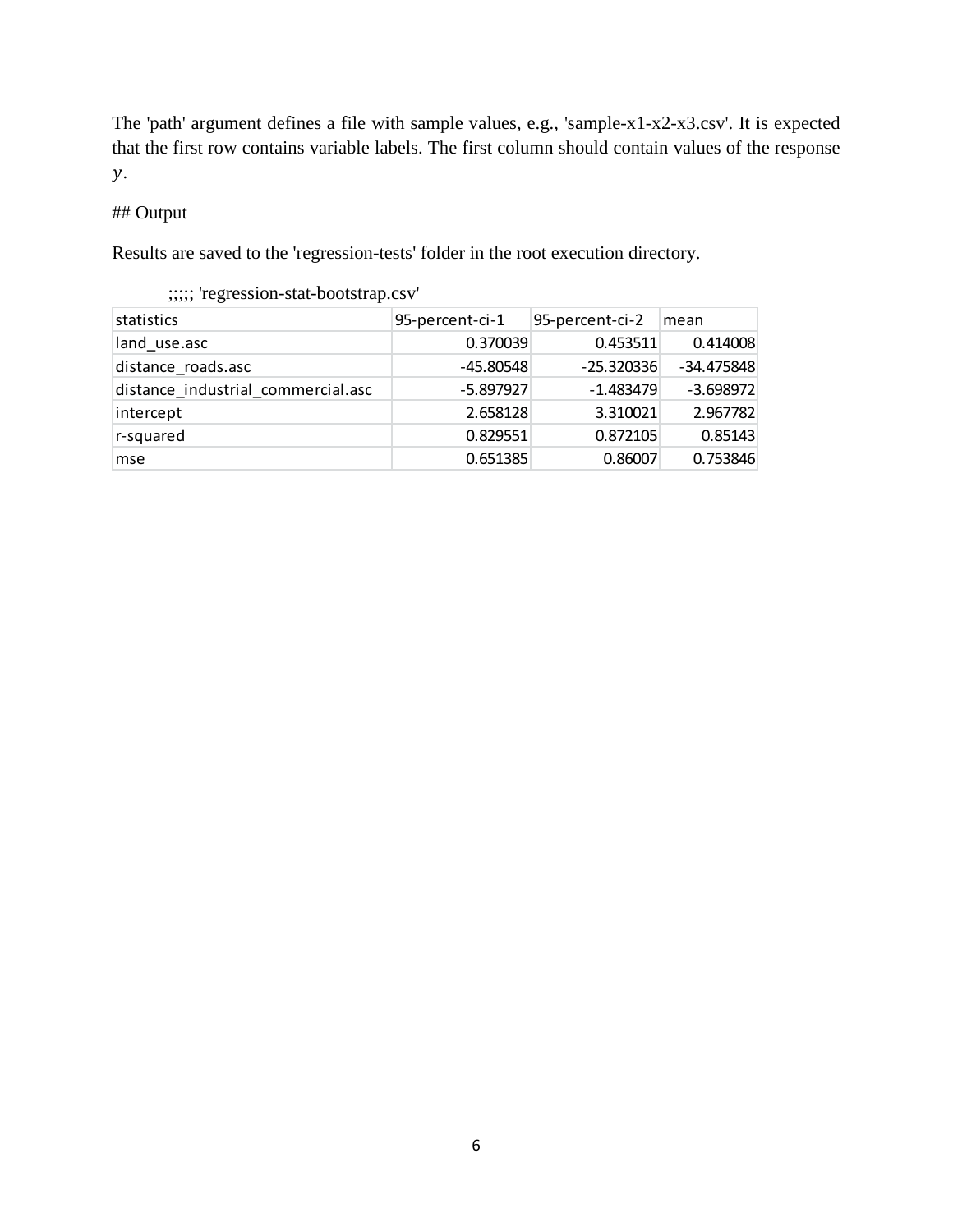The 'path' argument defines a file with sample values, e.g., 'sample-x1-x2-x3.csv'. It is expected that the first row contains variable labels. The first column should contain values of the response $y$.

## Output

Results are saved to the 'regression-tests' folder in the root execution directory.

;;;;; 'regression-stat-bootstrap.csv'

| statistics | 95-percent-ci-1 | 95-percent-ci-2 | mean |
|---|---|---|---|
| land_use.asc | 0.370039 | 0.453511 | 0.414008 |
| distance_roads.asc | -45.80548 | -25.320336 | -34.475848 |
| distance_industrial_commercial.asc | -5.897927 | -1.483479 | -3.698972 |
| intercept | 2.658128 | 3.310021 | 2.967782 |
| r-squared | 0.829551 | 0.872105 | 0.85143 |
| mse | 0.651385 | 0.86007 | 0.753846 |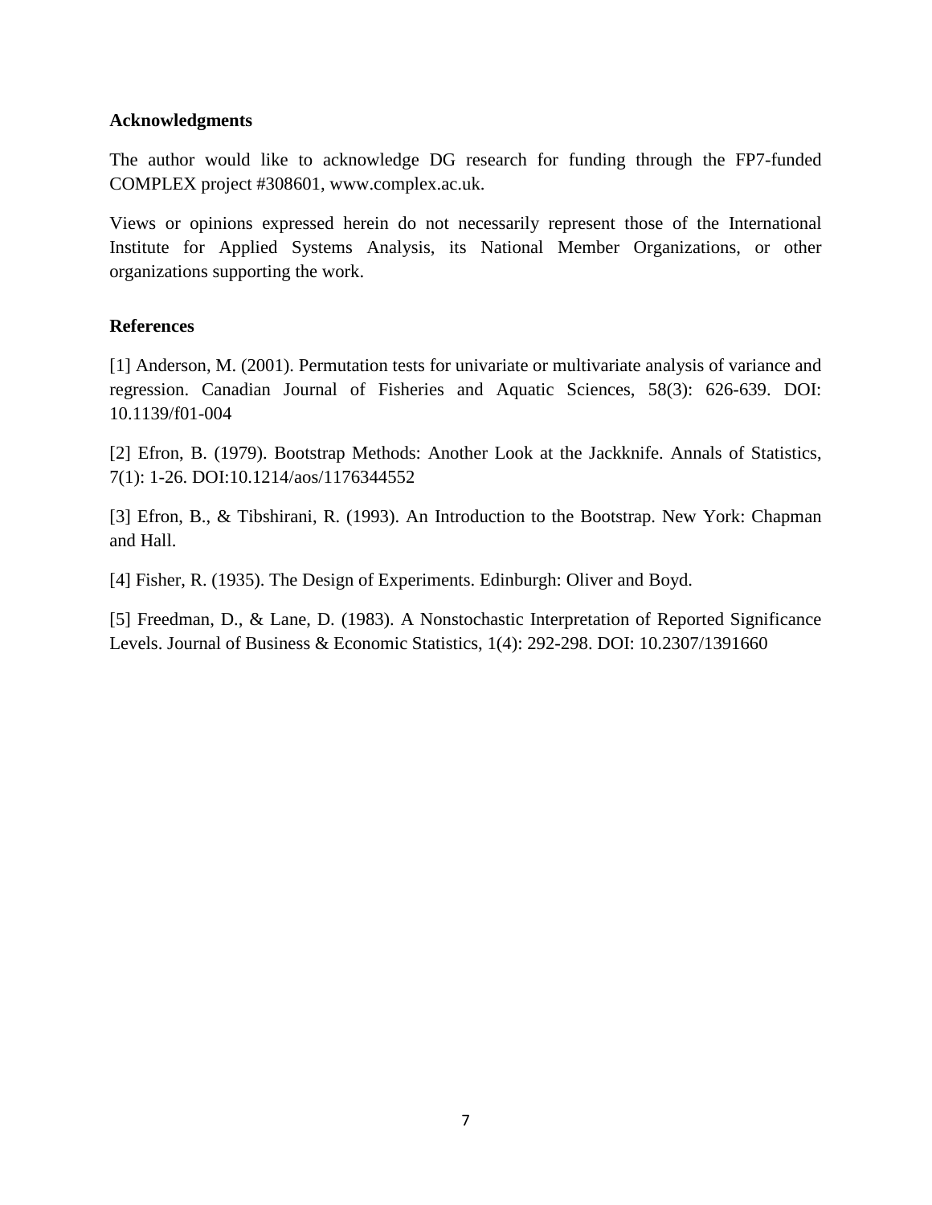**Acknowledgments**

The author would like to acknowledge DG research for funding through the FP7-funded COMPLEX project #308601, www.complex.ac.uk.

Views or opinions expressed herein do not necessarily represent those of the International Institute for Applied Systems Analysis, its National Member Organizations, or other organizations supporting the work.

**References**

[1] Anderson, M. (2001). Permutation tests for univariate or multivariate analysis of variance and regression. Canadian Journal of Fisheries and Aquatic Sciences, 58(3): 626-639. DOI: 10.1139/f01-004

[2] Efron, B. (1979). Bootstrap Methods: Another Look at the Jackknife. Annals of Statistics, 7(1): 1-26. DOI:10.1214/aos/1176344552

[3] Efron, B., & Tibshirani, R. (1993). An Introduction to the Bootstrap. New York: Chapman and Hall.

[4] Fisher, R. (1935). The Design of Experiments. Edinburgh: Oliver and Boyd.

[5] Freedman, D., & Lane, D. (1983). A Nonstochastic Interpretation of Reported Significance Levels. Journal of Business & Economic Statistics, 1(4): 292-298. DOI: 10.2307/1391660